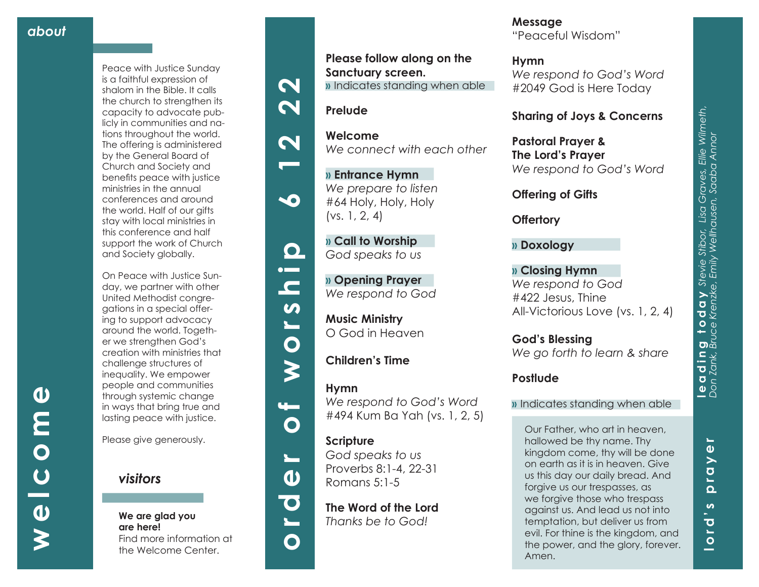# welcome

## about

Peace with Justice Sunday is a faithful expression of shalom in the Bible. It calls the church to strengthen its capacity to advocate publicly in communities and nations throughout the world. The offering is administered by the General Board of Church and Society and benefits peace with justice ministries in the annual conferences and around the world. Half of our gifts stay with local ministries in this conference and half support the work of Church and Society globally.

On Peace with Justice Sunday, we partner with other United Methodist congregations in a special offering to support advocacy around the world. Together we strengthen God's creation with ministries that challenge structures of inequality. We empower people and communities through systemic change in ways that bring true and lasting peace with justice.

Please give generously.

## visitors

**We are glad you are here!**
Find more information at the Welcome Center.

# order of worship 6 12 22

**Please follow along on the Sanctuary screen.**
» Indicates standing when able

**Prelude**

**Welcome**
*We connect with each other*

**» Entrance Hymn**
*We prepare to listen*
#64 Holy, Holy, Holy
(vs. 1, 2, 4)

**» Call to Worship**
*God speaks to us*

**» Opening Prayer**
*We respond to God*

**Music Ministry**
O God in Heaven

**Children's Time**

**Hymn**
*We respond to God's Word*
#494 Kum Ba Yah (vs. 1, 2, 5)

**Scripture**
*God speaks to us*
Proverbs 8:1-4, 22-31
Romans 5:1-5

**The Word of the Lord**
*Thanks be to God!*

**Message**
"Peaceful Wisdom"

**Hymn**
*We respond to God's Word*
#2049 God is Here Today

**Sharing of Joys & Concerns**

**Pastoral Prayer & The Lord's Prayer**
*We respond to God's Word*

**Offering of Gifts**

**Offertory**

**» Doxology**

**» Closing Hymn**
*We respond to God*
#422 Jesus, Thine All-Victorious Love (vs. 1, 2, 4)

**God's Blessing**
*We go forth to learn & share*

**Postlude**

» Indicates standing when able

# lord's prayer

Our Father, who art in heaven, hallowed be thy name. Thy kingdom come, thy will be done on earth as it is in heaven. Give us this day our daily bread. And forgive us our trespasses, as we forgive those who trespass against us. And lead us not into temptation, but deliver us from evil. For thine is the kingdom, and the power, and the glory, forever. Amen.

**leading today** *Stevie Stibor, Lisa Graves, Ellie Wilmeth, Don Zank, Bruce Krenzke, Emily Wellhausen, Saaba Annor*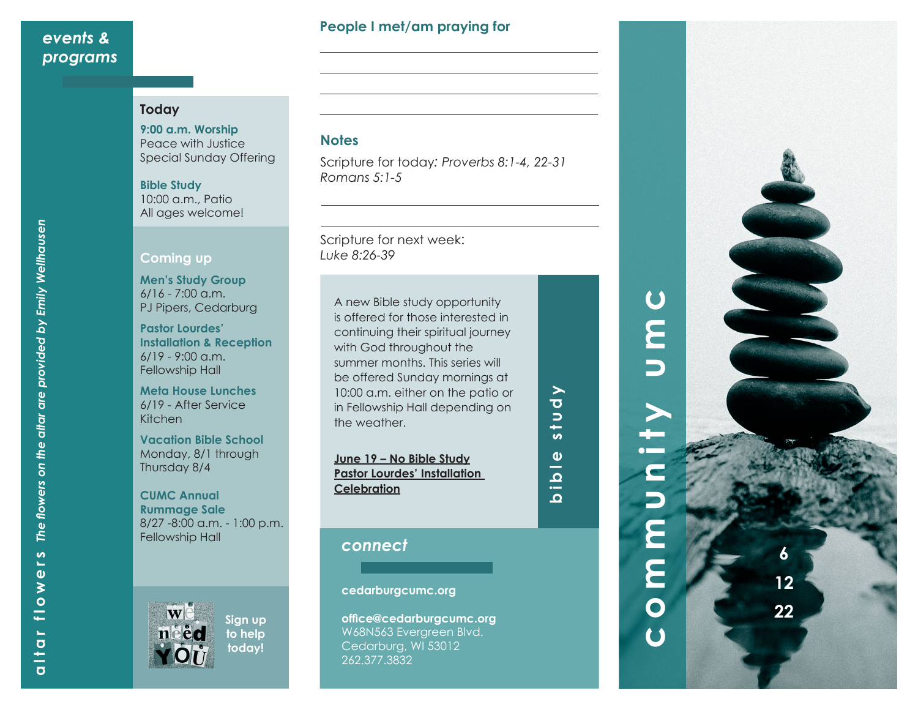## events & programs

*altar flowers* *The flowers on the altar are provided by Emily Welhausen*

### Today

**9:00 a.m. Worship**
Peace with Justice
Special Sunday Offering

**Bible Study**
10:00 a.m., Patio
All ages welcome!

### Coming up

**Men's Study Group**
6/16 - 7:00 a.m.
PJ Pipers, Cedarburg

**Pastor Lourdes' Installation & Reception**
6/19 - 9:00 a.m.
Fellowship Hall

**Meta House Lunches**
6/19 - After Service
Kitchen

**Vacation Bible School**
Monday, 8/1 through
Thursday 8/4

**CUMC Annual Rummage Sale**
8/27 -8:00 a.m. - 1:00 p.m.
Fellowship Hall

we need YOU

**Sign up to help today!**

## People I met/am praying for

______________________________

______________________________

______________________________

______________________________

## Notes

Scripture for today: *Proverbs 8:1-4, 22-31*
*Romans 5:1-5*

______________________________

______________________________

Scripture for next week:
*Luke 8:26-39*

## bible study

A new Bible study opportunity is offered for those interested in continuing their spiritual journey with God throughout the summer months. This series will be offered Sunday mornings at 10:00 a.m. either on the patio or in Fellowship Hall depending on the weather.

**June 19 – No Bible Study**
**Pastor Lourdes' Installation Celebration**

## connect

**cedarburgcumc.org**

**office@cedarburgcumc.org**
W68N563 Evergreen Blvd.
Cedarburg, WI 53012
262.377.3832

# community umc

6
12
22